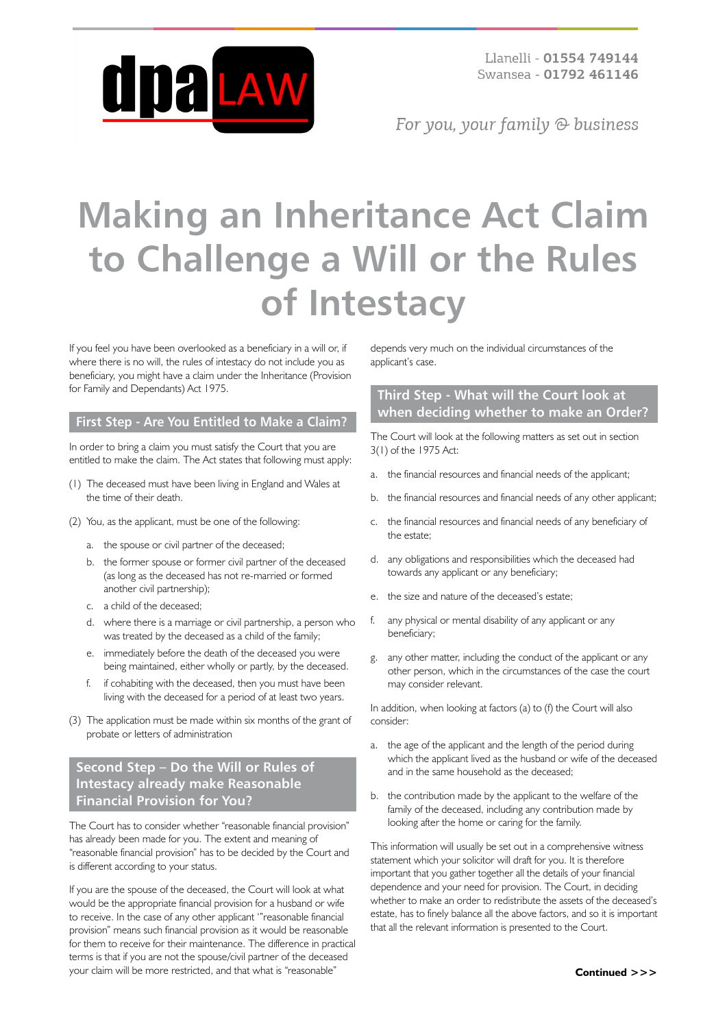dpa LAW

Llanelli - **01554 749144**
Swansea - **01792 461146**

*For you, your family & business*

# Making an Inheritance Act Claim to Challenge a Will or the Rules of Intestacy

If you feel you have been overlooked as a beneficiary in a will or, if where there is no will, the rules of intestacy do not include you as beneficiary, you might have a claim under the Inheritance (Provision for Family and Dependants) Act 1975.

## First Step - Are You Entitled to Make a Claim?

In order to bring a claim you must satisfy the Court that you are entitled to make the claim. The Act states that following must apply:

(1) The deceased must have been living in England and Wales at the time of their death.

(2) You, as the applicant, must be one of the following:

  a. the spouse or civil partner of the deceased;
  b. the former spouse or former civil partner of the deceased (as long as the deceased has not re-married or formed another civil partnership);
  c. a child of the deceased;
  d. where there is a marriage or civil partnership, a person who was treated by the deceased as a child of the family;
  e. immediately before the death of the deceased you were being maintained, either wholly or partly, by the deceased.
  f. if cohabiting with the deceased, then you must have been living with the deceased for a period of at least two years.

(3) The application must be made within six months of the grant of probate or letters of administration

## Second Step – Do the Will or Rules of Intestacy already make Reasonable Financial Provision for You?

The Court has to consider whether "reasonable financial provision" has already been made for you. The extent and meaning of "reasonable financial provision" has to be decided by the Court and is different according to your status.

If you are the spouse of the deceased, the Court will look at what would be the appropriate financial provision for a husband or wife to receive. In the case of any other applicant '"reasonable financial provision" means such financial provision as it would be reasonable for them to receive for their maintenance. The difference in practical terms is that if you are not the spouse/civil partner of the deceased your claim will be more restricted, and that what is "reasonable" depends very much on the individual circumstances of the applicant's case.

## Third Step - What will the Court look at when deciding whether to make an Order?

The Court will look at the following matters as set out in section 3(1) of the 1975 Act:

a. the financial resources and financial needs of the applicant;
b. the financial resources and financial needs of any other applicant;
c. the financial resources and financial needs of any beneficiary of the estate;
d. any obligations and responsibilities which the deceased had towards any applicant or any beneficiary;
e. the size and nature of the deceased's estate;
f. any physical or mental disability of any applicant or any beneficiary;
g. any other matter, including the conduct of the applicant or any other person, which in the circumstances of the case the court may consider relevant.

In addition, when looking at factors (a) to (f) the Court will also consider:

a. the age of the applicant and the length of the period during which the applicant lived as the husband or wife of the deceased and in the same household as the deceased;
b. the contribution made by the applicant to the welfare of the family of the deceased, including any contribution made by looking after the home or caring for the family.

This information will usually be set out in a comprehensive witness statement which your solicitor will draft for you. It is therefore important that you gather together all the details of your financial dependence and your need for provision. The Court, in deciding whether to make an order to redistribute the assets of the deceased's estate, has to finely balance all the above factors, and so it is important that all the relevant information is presented to the Court.

**Continued >>>**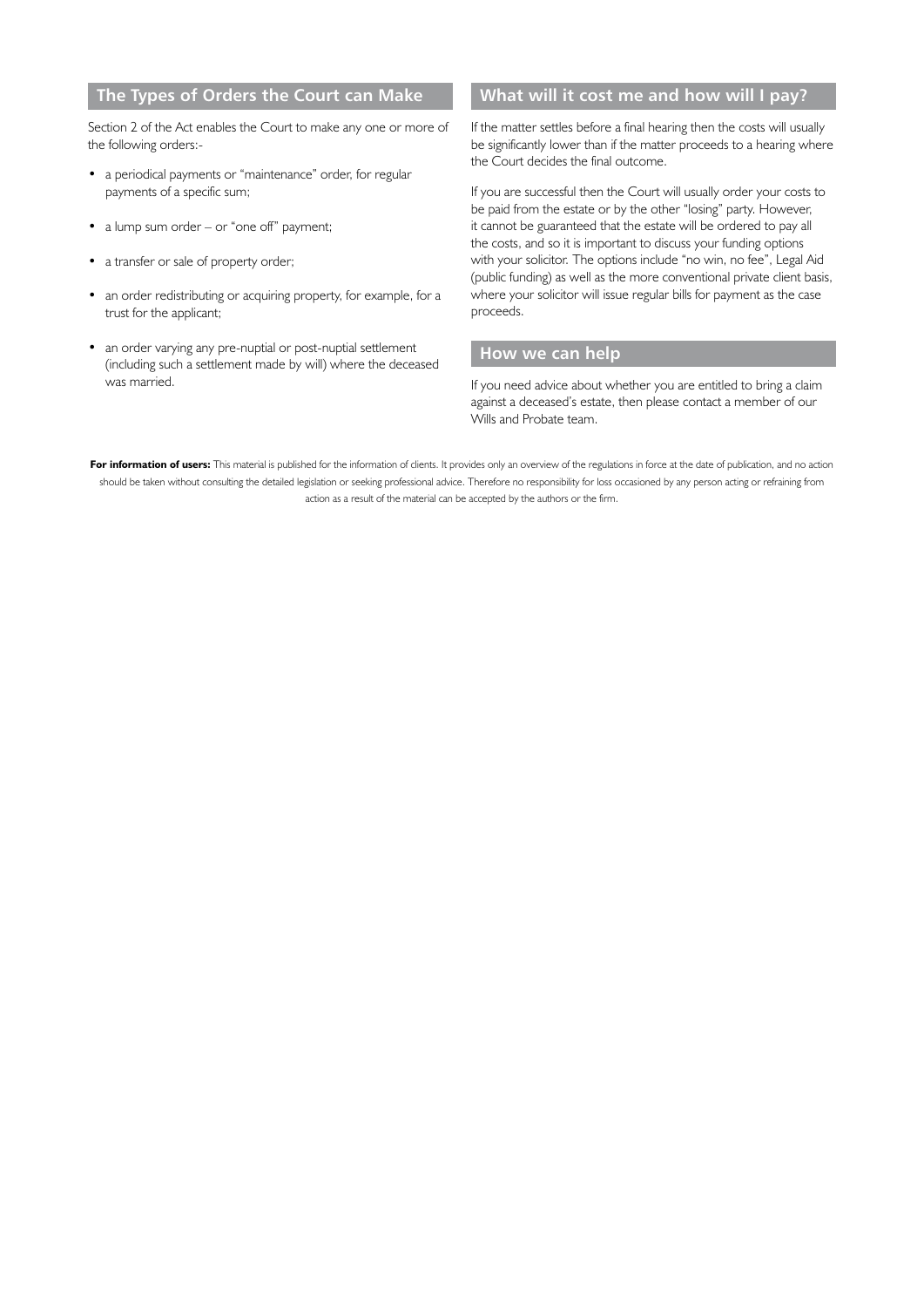## The Types of Orders the Court can Make

Section 2 of the Act enables the Court to make any one or more of the following orders:-

- a periodical payments or "maintenance" order, for regular payments of a specific sum;
- a lump sum order – or "one off" payment;
- a transfer or sale of property order;
- an order redistributing or acquiring property, for example, for a trust for the applicant;
- an order varying any pre-nuptial or post-nuptial settlement (including such a settlement made by will) where the deceased was married.

## What will it cost me and how will I pay?

If the matter settles before a final hearing then the costs will usually be significantly lower than if the matter proceeds to a hearing where the Court decides the final outcome.

If you are successful then the Court will usually order your costs to be paid from the estate or by the other "losing" party. However, it cannot be guaranteed that the estate will be ordered to pay all the costs, and so it is important to discuss your funding options with your solicitor. The options include "no win, no fee", Legal Aid (public funding) as well as the more conventional private client basis, where your solicitor will issue regular bills for payment as the case proceeds.

## How we can help

If you need advice about whether you are entitled to bring a claim against a deceased's estate, then please contact a member of our Wills and Probate team.

**For information of users:** This material is published for the information of clients. It provides only an overview of the regulations in force at the date of publication, and no action should be taken without consulting the detailed legislation or seeking professional advice. Therefore no responsibility for loss occasioned by any person acting or refraining from action as a result of the material can be accepted by the authors or the firm.